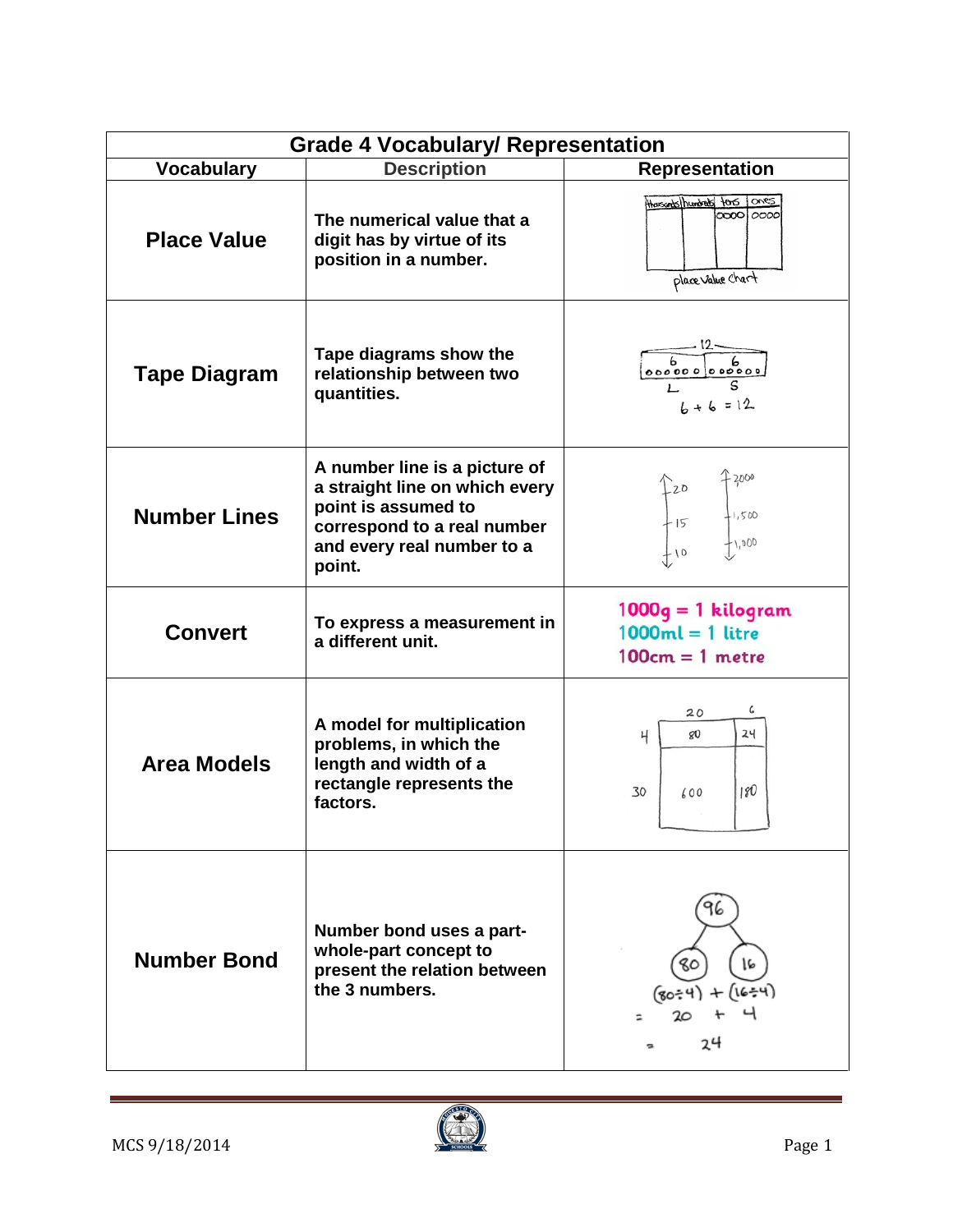| Grade 4 Vocabulary/ Representation | | |
|---|---|---|
| **Vocabulary** | **Description** | **Representation** |
| **Place Value** | **The numerical value that a digit has by virtue of its position in a number.** | thousands / hundreds / tens / ones; place Value Chart |
| **Tape Diagram** | **Tape diagrams show the relationship between two quantities.** | 12; 6, 6; L, S; $6 + 6 = 12$ |
| **Number Lines** | **A number line is a picture of a straight line on which every point is assumed to correspond to a real number and every real number to a point.** | 10, 15, 20; 1,000, 1,500, 2,000 |
| **Convert** | **To express a measurement in a different unit.** | 1000g = 1 kilogram<br>1000ml = 1 litre<br>100cm = 1 metre |
| **Area Models** | **A model for multiplication problems, in which the length and width of a rectangle represents the factors.** | 20, 6; 4: 80, 24; 30: 600, 180 |
| **Number Bond** | **Number bond uses a part-whole-part concept to present the relation between the 3 numbers.** | 96 → 80, 16<br>$(80 \div 4) + (16 \div 4)$<br>$= 20 + 4$<br>$= 24$ |

MCS 9/18/2014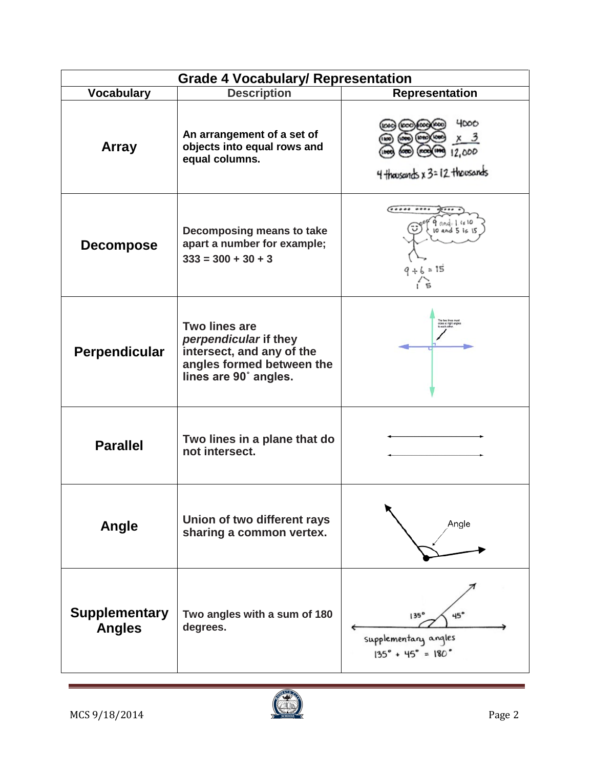| Grade 4 Vocabulary/ Representation | | |
|---|---|---|
| **Vocabulary** | **Description** | **Representation** |
| **Array** | **An arrangement of a set of objects into equal rows and equal columns.** | 4000 x 3 = 12,000; 4 thousands x 3 = 12 thousands |
| **Decompose** | **Decomposing means to take apart a number for example; 333 = 300 + 30 + 3** | 9 and 1 is 10, 10 and 5 is 15; 9 + 6 = 15 (6 decomposed as 1 and 5) |
| **Perpendicular** | **Two lines are *perpendicular* if they intersect, and any of the angles formed between the lines are 90˚ angles.** | The two lines must cross at right angles to each other. |
| **Parallel** | **Two lines in a plane that do not intersect.** | |
| **Angle** | **Union of two different rays sharing a common vertex.** | Angle |
| **Supplementary Angles** | **Two angles with a sum of 180 degrees.** | 135° 45°; supplementary angles; 135° + 45° = 180° |

MCS 9/18/2014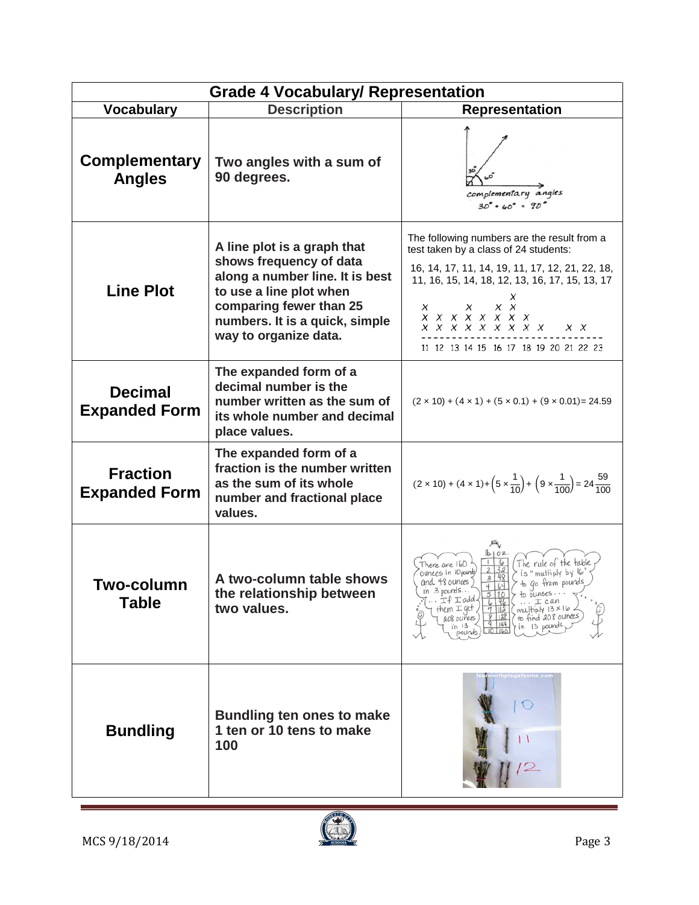| Grade 4 Vocabulary/ Representation | | |
|---|---|---|
| **Vocabulary** | **Description** | **Representation** |
| **Complementary Angles** | **Two angles with a sum of 90 degrees.** | complementary angles $30° + 60° = 90°$ |
| **Line Plot** | **A line plot is a graph that shows frequency of data along a number line. It is best to use a line plot when comparing fewer than 25 numbers. It is a quick, simple way to organize data.** | The following numbers are the result from a test taken by a class of 24 students: 16, 14, 17, 11, 14, 19, 11, 17, 12, 21, 22, 18, 11, 16, 15, 14, 18, 12, 13, 16, 17, 15, 13, 17 |
| **Decimal Expanded Form** | **The expanded form of a decimal number is the number written as the sum of its whole number and decimal place values.** | $(2 \times 10) + (4 \times 1) + (5 \times 0.1) + (9 \times 0.01) = 24.59$ |
| **Fraction Expanded Form** | **The expanded form of a fraction is the number written as the sum of its whole number and fractional place values.** | $(2 \times 10) + (4 \times 1) + \left(5 \times \frac{1}{10}\right) + \left(9 \times \frac{1}{100}\right) = 24\frac{59}{100}$ |
| **Two-column Table** | **A two-column table shows the relationship between two values.** | |
| **Bundling** | **Bundling ten ones to make 1 ten or 10 tens to make 100** | |